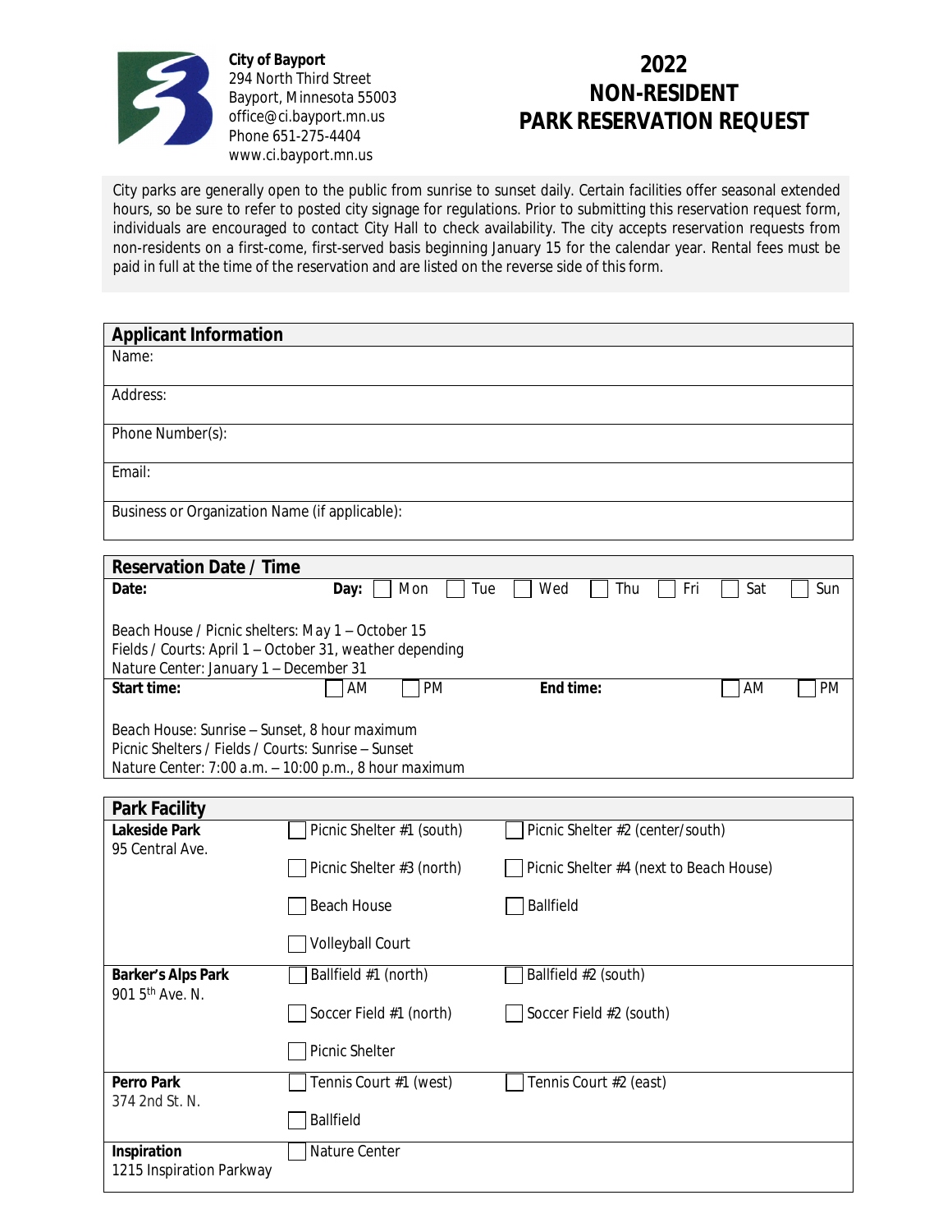City of Bayport
294 North Third Street
Bayport, Minnesota 55003
office@ci.bayport.mn.us
Phone 651-275-4404
www.ci.bayport.mn.us

# 2022 NON-RESIDENT PARK RESERVATION REQUEST

City parks are generally open to the public from sunrise to sunset daily. Certain facilities offer seasonal extended hours, so be sure to refer to posted city signage for regulations. Prior to submitting this reservation request form, individuals are encouraged to contact City Hall to check availability. The city accepts reservation requests from non-residents on a first-come, first-served basis beginning January 15 for the calendar year. Rental fees must be paid in full at the time of the reservation and are listed on the reverse side of this form.

## Applicant Information

Name:

Address:

Phone Number(s):

Email:

Business or Organization Name (if applicable):

## Reservation Date / Time

**Date:** **Day:** ☐ Mon ☐ Tue ☐ Wed ☐ Thu ☐ Fri ☐ Sat ☐ Sun

Beach House / Picnic shelters: May 1 – October 15
Fields / Courts: April 1 – October 31, weather depending
Nature Center: January 1 – December 31

**Start time:** ☐ AM ☐ PM **End time:** ☐ AM ☐ PM

Beach House: Sunrise – Sunset, 8 hour maximum
Picnic Shelters / Fields / Courts: Sunrise – Sunset
Nature Center: 7:00 a.m. – 10:00 p.m., 8 hour maximum

## Park Facility

| Park | | |
|---|---|---|
| **Lakeside Park** 95 Central Ave. | ☐ Picnic Shelter #1 (south) | ☐ Picnic Shelter #2 (center/south) |
| | ☐ Picnic Shelter #3 (north) | ☐ Picnic Shelter #4 (next to Beach House) |
| | ☐ Beach House | ☐ Ballfield |
| | ☐ Volleyball Court | |
| **Barker's Alps Park** 901 5th Ave. N. | ☐ Ballfield #1 (north) | ☐ Ballfield #2 (south) |
| | ☐ Soccer Field #1 (north) | ☐ Soccer Field #2 (south) |
| | ☐ Picnic Shelter | |
| **Perro Park** 374 2nd St. N. | ☐ Tennis Court #1 (west) | ☐ Tennis Court #2 (east) |
| | ☐ Ballfield | |
| **Inspiration** 1215 Inspiration Parkway | ☐ Nature Center | |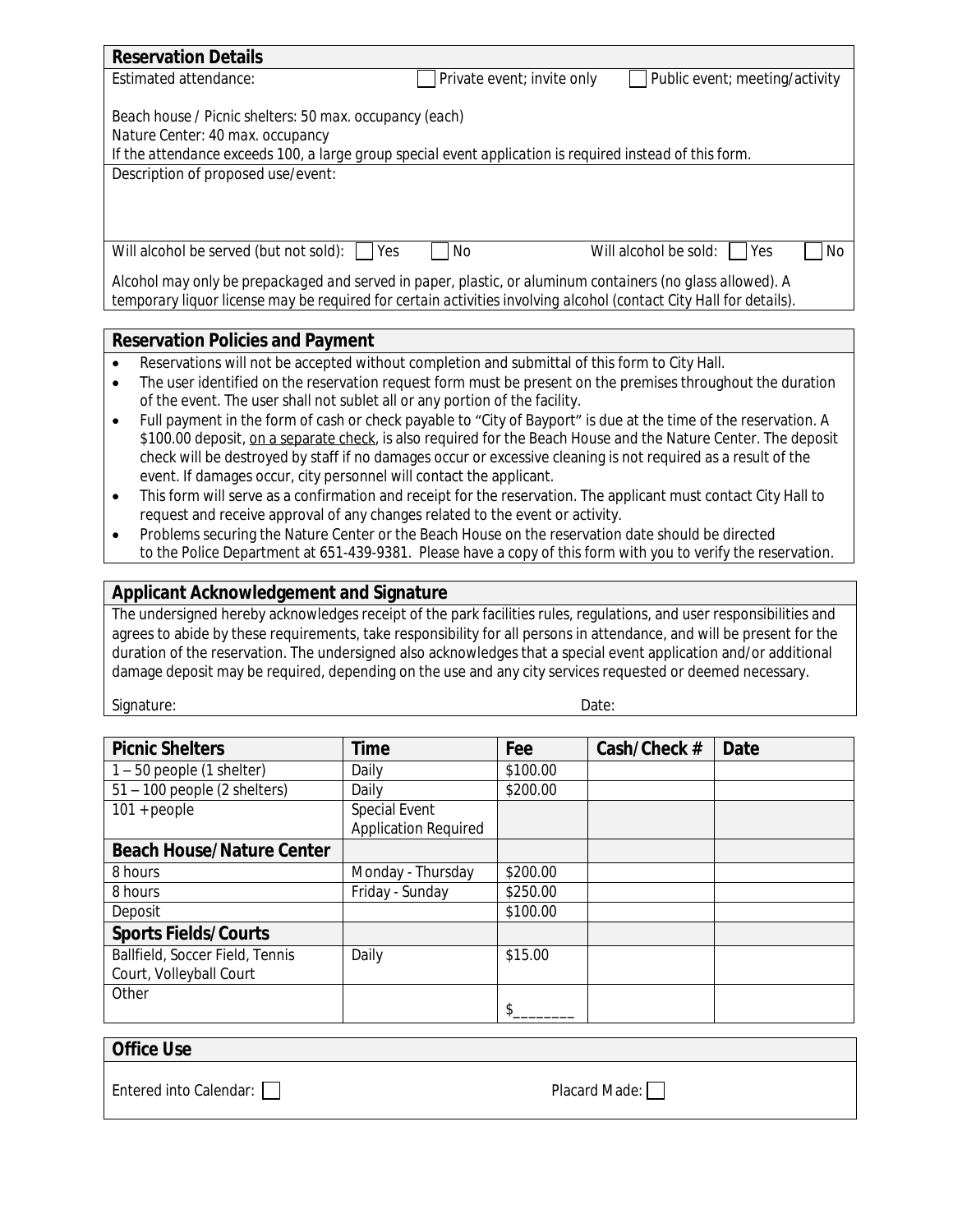## Reservation Details

Estimated attendance: ☐ Private event; invite only ☐ Public event; meeting/activity

*Beach house / Picnic shelters: 50 max. occupancy (each)*
*Nature Center: 40 max. occupancy*
*If the attendance exceeds 100, a large group special event application is required instead of this form.*

Description of proposed use/event:

Will alcohol be served (but not sold): ☐ Yes ☐ No Will alcohol be sold: ☐ Yes ☐ No

*Alcohol may only be prepackaged and served in paper, plastic, or aluminum containers (no glass allowed). A temporary liquor license may be required for certain activities involving alcohol (contact City Hall for details).*

## Reservation Policies and Payment

- Reservations will not be accepted without completion and submittal of this form to City Hall.
- The user identified on the reservation request form must be present on the premises throughout the duration of the event. The user shall not sublet all or any portion of the facility.
- Full payment in the form of cash or check payable to "City of Bayport" is due at the time of the reservation. A $100.00 deposit, <u>on a separate check</u>, is also required for the Beach House and the Nature Center. The deposit check will be destroyed by staff if no damages occur or excessive cleaning is not required as a result of the event. If damages occur, city personnel will contact the applicant.
- This form will serve as a confirmation and receipt for the reservation. The applicant must contact City Hall to request and receive approval of any changes related to the event or activity.
- Problems securing the Nature Center or the Beach House on the reservation date should be directed to the Police Department at 651-439-9381. Please have a copy of this form with you to verify the reservation.

## Applicant Acknowledgement and Signature

The undersigned hereby acknowledges receipt of the park facilities rules, regulations, and user responsibilities and agrees to abide by these requirements, take responsibility for all persons in attendance, and will be present for the duration of the reservation. The undersigned also acknowledges that a special event application and/or additional damage deposit may be required, depending on the use and any city services requested or deemed necessary.

Signature: Date:

| Picnic Shelters | Time | Fee | Cash/Check # | Date |
|---|---|---|---|---|
| 1 – 50 people (1 shelter) | Daily | $100.00 | | |
| 51 – 100 people (2 shelters) | Daily | $200.00 | | |
| 101 + people | Special Event Application Required | | | |
| **Beach House/Nature Center** | | | | |
| 8 hours | Monday - Thursday | $200.00 | | |
| 8 hours | Friday - Sunday | $250.00 | | |
| Deposit | | $100.00 | | |
| **Sports Fields/Courts** | | | | |
| Ballfield, Soccer Field, Tennis Court, Volleyball Court | Daily | $15.00 | | |
| Other | | $________ | | |

## Office Use

Entered into Calendar: ☐ Placard Made: ☐